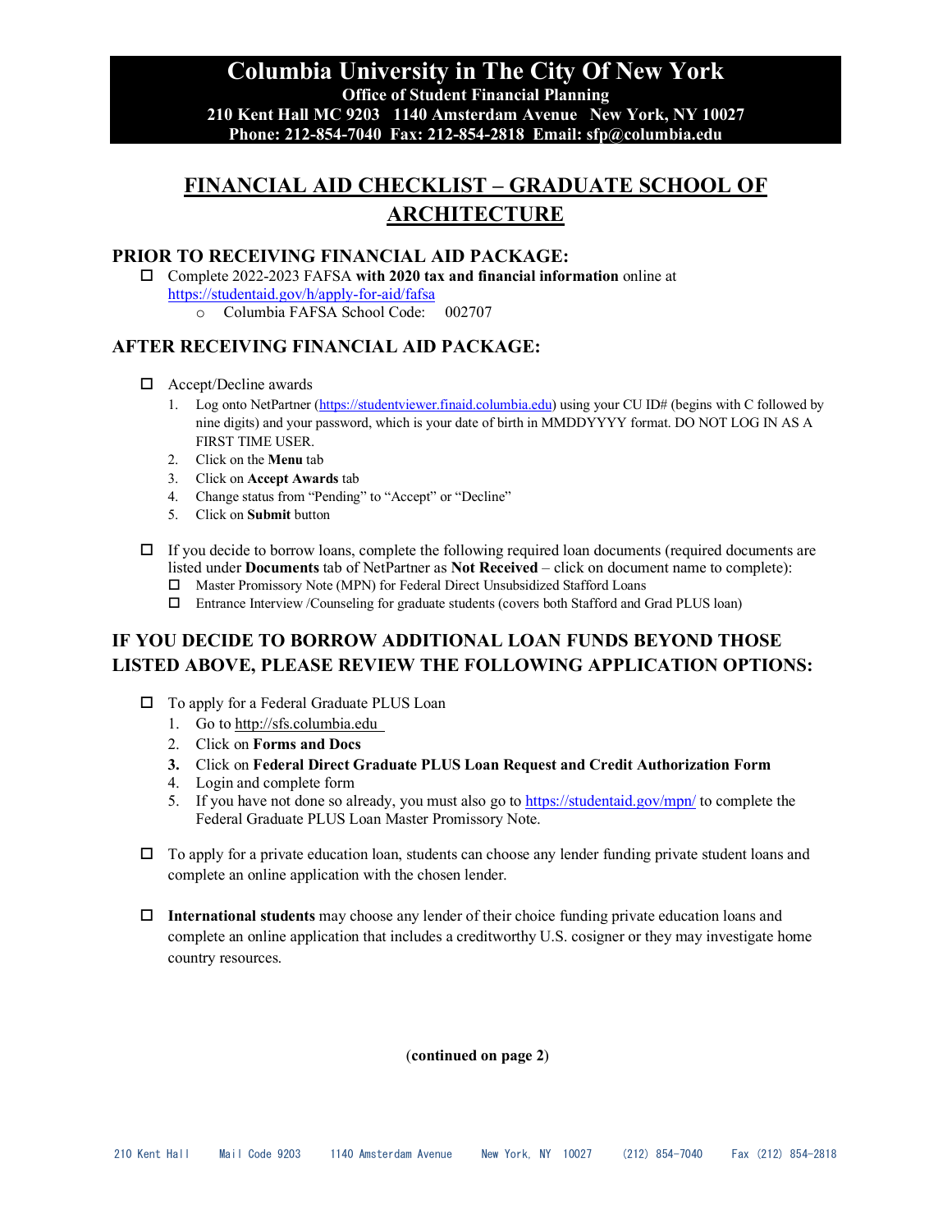# Columbia University in The City Of New York

**Office of Student Financial Planning**
**210 Kent Hall MC 9203 1140 Amsterdam Avenue New York, NY 10027**
**Phone: 212-854-7040 Fax: 212-854-2818 Email: sfp@columbia.edu**

## FINANCIAL AID CHECKLIST – GRADUATE SCHOOL OF ARCHITECTURE

### PRIOR TO RECEIVING FINANCIAL AID PACKAGE:

- ☐ Complete 2022-2023 FAFSA **with 2020 tax and financial information** online at https://studentaid.gov/h/apply-for-aid/fafsa
  - Columbia FAFSA School Code: 002707

### AFTER RECEIVING FINANCIAL AID PACKAGE:

- ☐ Accept/Decline awards
  1. Log onto NetPartner (https://studentviewer.finaid.columbia.edu) using your CU ID# (begins with C followed by nine digits) and your password, which is your date of birth in MMDDYYYY format. DO NOT LOG IN AS A FIRST TIME USER.
  2. Click on the **Menu** tab
  3. Click on **Accept Awards** tab
  4. Change status from "Pending" to "Accept" or "Decline"
  5. Click on **Submit** button

- ☐ If you decide to borrow loans, complete the following required loan documents (required documents are listed under **Documents** tab of NetPartner as **Not Received** – click on document name to complete):
  - ☐ Master Promissory Note (MPN) for Federal Direct Unsubsidized Stafford Loans
  - ☐ Entrance Interview /Counseling for graduate students (covers both Stafford and Grad PLUS loan)

### IF YOU DECIDE TO BORROW ADDITIONAL LOAN FUNDS BEYOND THOSE LISTED ABOVE, PLEASE REVIEW THE FOLLOWING APPLICATION OPTIONS:

- ☐ To apply for a Federal Graduate PLUS Loan
  1. Go to http://sfs.columbia.edu
  2. Click on **Forms and Docs**
  3. Click on **Federal Direct Graduate PLUS Loan Request and Credit Authorization Form**
  4. Login and complete form
  5. If you have not done so already, you must also go to https://studentaid.gov/mpn/ to complete the Federal Graduate PLUS Loan Master Promissory Note.

- ☐ To apply for a private education loan, students can choose any lender funding private student loans and complete an online application with the chosen lender.

- ☐ **International students** may choose any lender of their choice funding private education loans and complete an online application that includes a creditworthy U.S. cosigner or they may investigate home country resources.

(**continued on page 2**)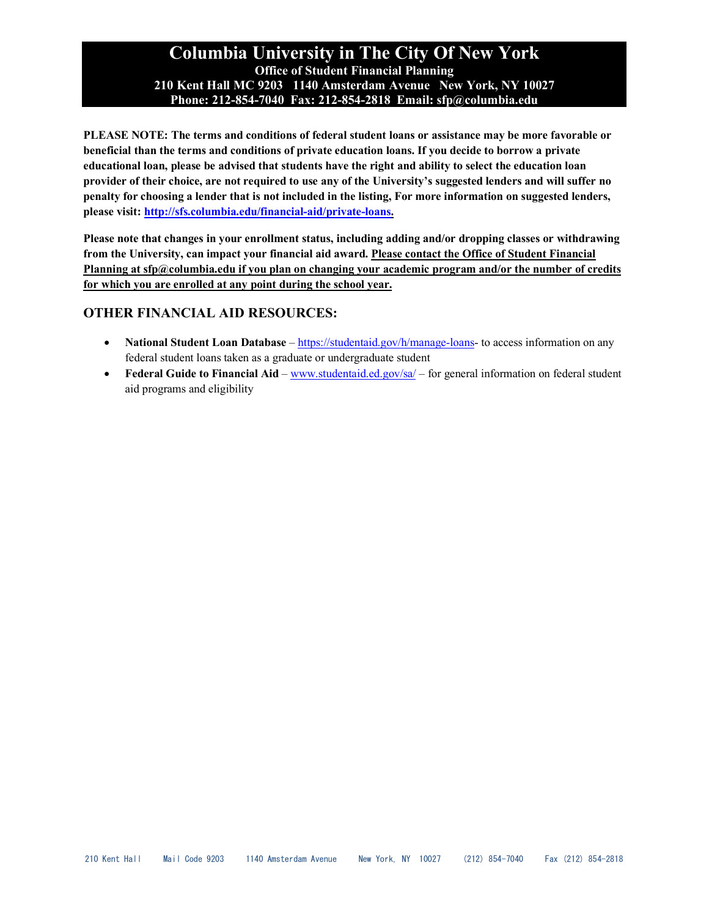# Columbia University in The City Of New York

**Office of Student Financial Planning**
**210 Kent Hall MC 9203 1140 Amsterdam Avenue New York, NY 10027**
**Phone: 212-854-7040 Fax: 212-854-2818 Email: sfp@columbia.edu**

**PLEASE NOTE: The terms and conditions of federal student loans or assistance may be more favorable or beneficial than the terms and conditions of private education loans. If you decide to borrow a private educational loan, please be advised that students have the right and ability to select the education loan provider of their choice, are not required to use any of the University's suggested lenders and will suffer no penalty for choosing a lender that is not included in the listing, For more information on suggested lenders, please visit: http://sfs.columbia.edu/financial-aid/private-loans.**

**Please note that changes in your enrollment status, including adding and/or dropping classes or withdrawing from the University, can impact your financial aid award. Please contact the Office of Student Financial Planning at sfp@columbia.edu if you plan on changing your academic program and/or the number of credits for which you are enrolled at any point during the school year.**

## OTHER FINANCIAL AID RESOURCES:

- **National Student Loan Database** – https://studentaid.gov/h/manage-loans- to access information on any federal student loans taken as a graduate or undergraduate student
- **Federal Guide to Financial Aid** – www.studentaid.ed.gov/sa/ – for general information on federal student aid programs and eligibility